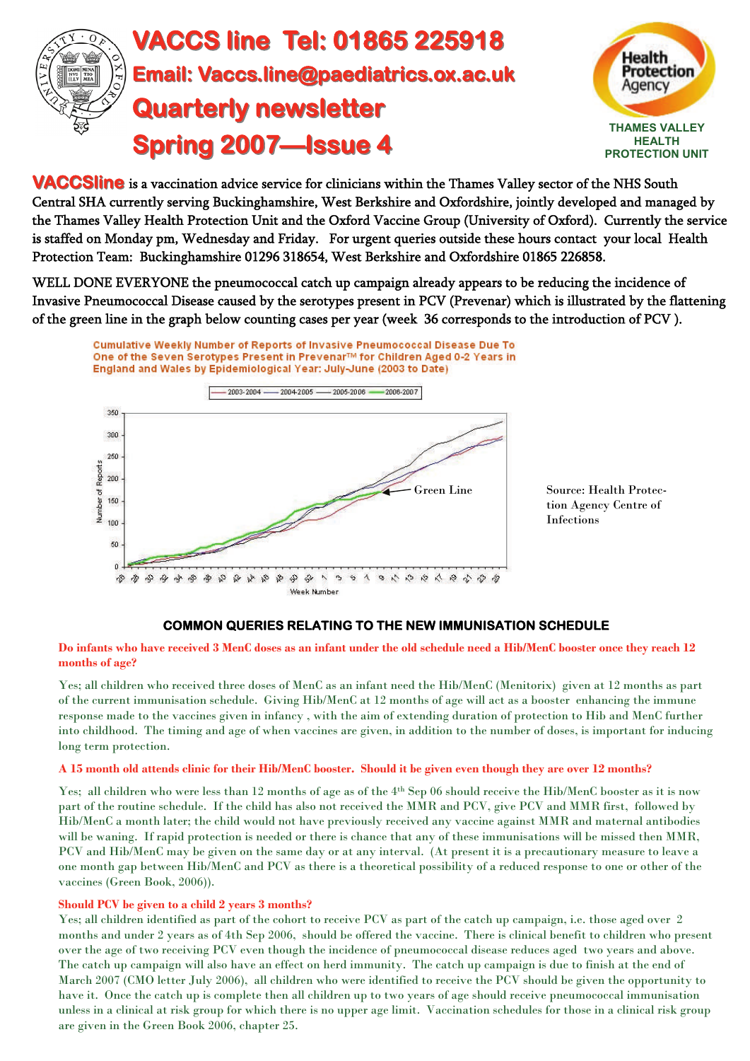# VACCS line Tel: 01865 225918

## Email: Vaccs.line@paediatrics.ox.ac.uk

## Quarterly newsletter

## Spring 2007—Issue 4

THAMES VALLEY HEALTH PROTECTION UNIT

**VACCSline** is a vaccination advice service for clinicians within the Thames Valley sector of the NHS South Central SHA currently serving Buckinghamshire, West Berkshire and Oxfordshire, jointly developed and managed by the Thames Valley Health Protection Unit and the Oxford Vaccine Group (University of Oxford). Currently the service is staffed on Monday pm, Wednesday and Friday. For urgent queries outside these hours contact your local Health Protection Team: Buckinghamshire 01296 318654, West Berkshire and Oxfordshire 01865 226858.

WELL DONE EVERYONE the pneumococcal catch up campaign already appears to be reducing the incidence of Invasive Pneumococcal Disease caused by the serotypes present in PCV (Prevenar) which is illustrated by the flattening of the green line in the graph below counting cases per year (week 36 corresponds to the introduction of PCV ).

Cumulative Weekly Number of Reports of Invasive Pneumococcal Disease Due To One of the Seven Serotypes Present in Prevenar™ for Children Aged 0-2 Years in England and Wales by Epidemiological Year: July-June (2003 to Date)

Source: Health Protection Agency Centre of Infections

### COMMON QUERIES RELATING TO THE NEW IMMUNISATION SCHEDULE

**Do infants who have received 3 MenC doses as an infant under the old schedule need a Hib/MenC booster once they reach 12 months of age?**

Yes; all children who received three doses of MenC as an infant need the Hib/MenC (Menitorix) given at 12 months as part of the current immunisation schedule. Giving Hib/MenC at 12 months of age will act as a booster enhancing the immune response made to the vaccines given in infancy , with the aim of extending duration of protection to Hib and MenC further into childhood. The timing and age of when vaccines are given, in addition to the number of doses, is important for inducing long term protection.

**A 15 month old attends clinic for their Hib/MenC booster. Should it be given even though they are over 12 months?**

Yes; all children who were less than 12 months of age as of the 4th Sep 06 should receive the Hib/MenC booster as it is now part of the routine schedule. If the child has also not received the MMR and PCV, give PCV and MMR first, followed by Hib/MenC a month later; the child would not have previously received any vaccine against MMR and maternal antibodies will be waning. If rapid protection is needed or there is chance that any of these immunisations will be missed then MMR, PCV and Hib/MenC may be given on the same day or at any interval. (At present it is a precautionary measure to leave a one month gap between Hib/MenC and PCV as there is a theoretical possibility of a reduced response to one or other of the vaccines (Green Book, 2006)).

**Should PCV be given to a child 2 years 3 months?**

Yes; all children identified as part of the cohort to receive PCV as part of the catch up campaign, i.e. those aged over 2 months and under 2 years as of 4th Sep 2006, should be offered the vaccine. There is clinical benefit to children who present over the age of two receiving PCV even though the incidence of pneumococcal disease reduces aged two years and above. The catch up campaign will also have an effect on herd immunity. The catch up campaign is due to finish at the end of March 2007 (CMO letter July 2006), all children who were identified to receive the PCV should be given the opportunity to have it. Once the catch up is complete then all children up to two years of age should receive pneumococcal immunisation unless in a clinical at risk group for which there is no upper age limit. Vaccination schedules for those in a clinical risk group are given in the Green Book 2006, chapter 25.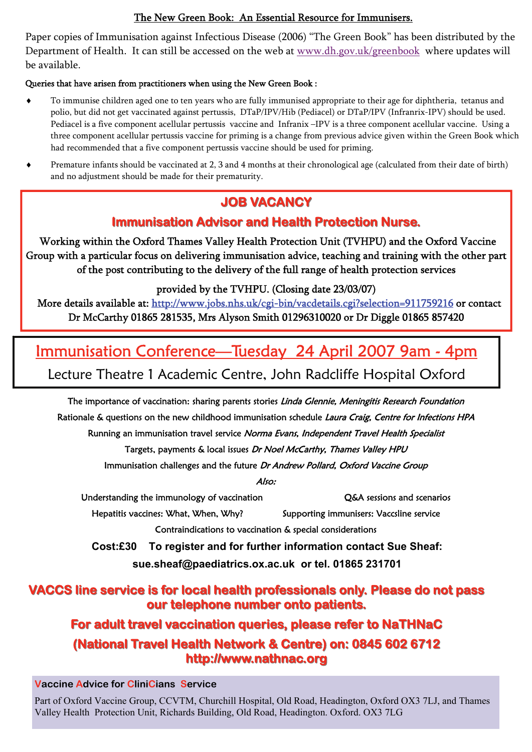## The New Green Book: An Essential Resource for Immunisers.

Paper copies of Immunisation against Infectious Disease (2006) "The Green Book" has been distributed by the Department of Health. It can still be accessed on the web at www.dh.gov.uk/greenbook where updates will be available.

**Queries that have arisen from practitioners when using the New Green Book :**

- To immunise children aged one to ten years who are fully immunised appropriate to their age for diphtheria, tetanus and polio, but did not get vaccinated against pertussis, DTaP/IPV/Hib (Pediacel) or DTaP/IPV (Infanrix-IPV) should be used. Pediacel is a five component acellular pertussis vaccine and Infranix –IPV is a three component acellular vaccine. Using a three component acellular pertussis vaccine for priming is a change from previous advice given within the Green Book which had recommended that a five component pertussis vaccine should be used for priming.
- Premature infants should be vaccinated at 2, 3 and 4 months at their chronological age (calculated from their date of birth) and no adjustment should be made for their prematurity.

## JOB VACANCY

### Immunisation Advisor and Health Protection Nurse.

Working within the Oxford Thames Valley Health Protection Unit (TVHPU) and the Oxford Vaccine Group with a particular focus on delivering immunisation advice, teaching and training with the other part of the post contributing to the delivery of the full range of health protection services

provided by the TVHPU. (Closing date 23/03/07)

More details available at: http://www.jobs.nhs.uk/cgi-bin/vacdetails.cgi?selection=911759216 or contact Dr McCarthy 01865 281535, Mrs Alyson Smith 01296310020 or Dr Diggle 01865 857420

## Immunisation Conference—Tuesday 24 April 2007 9am - 4pm

Lecture Theatre 1 Academic Centre, John Radcliffe Hospital Oxford

The importance of vaccination: sharing parents stories *Linda Glennie, Meningitis Research Foundation*

Rationale & questions on the new childhood immunisation schedule *Laura Craig, Centre for Infections HPA*

Running an immunisation travel service *Norma Evans, Independent Travel Health Specialist*

Targets, payments & local issues *Dr Noel McCarthy, Thames Valley HPU*

Immunisation challenges and the future *Dr Andrew Pollard, Oxford Vaccine Group*

*Also:*

Understanding the immunology of vaccination

Q&A sessions and scenarios

Hepatitis vaccines: What, When, Why?

Supporting immunisers: Vaccsline service

Contraindications to vaccination & special considerations

**Cost:£30 To register and for further information contact Sue Sheaf:**

**sue.sheaf@paediatrics.ox.ac.uk or tel. 01865 231701**

**VACCS line service is for local health professionals only. Please do not pass our telephone number onto patients.**

**For adult travel vaccination queries, please refer to NaTHNaC (National Travel Health Network & Centre) on: 0845 602 6712 http://www.nathnac.org**

**Vaccine Advice for CliniCians Service**

Part of Oxford Vaccine Group, CCVTM, Churchill Hospital, Old Road, Headington, Oxford OX3 7LJ, and Thames Valley Health Protection Unit, Richards Building, Old Road, Headington. Oxford. OX3 7LG